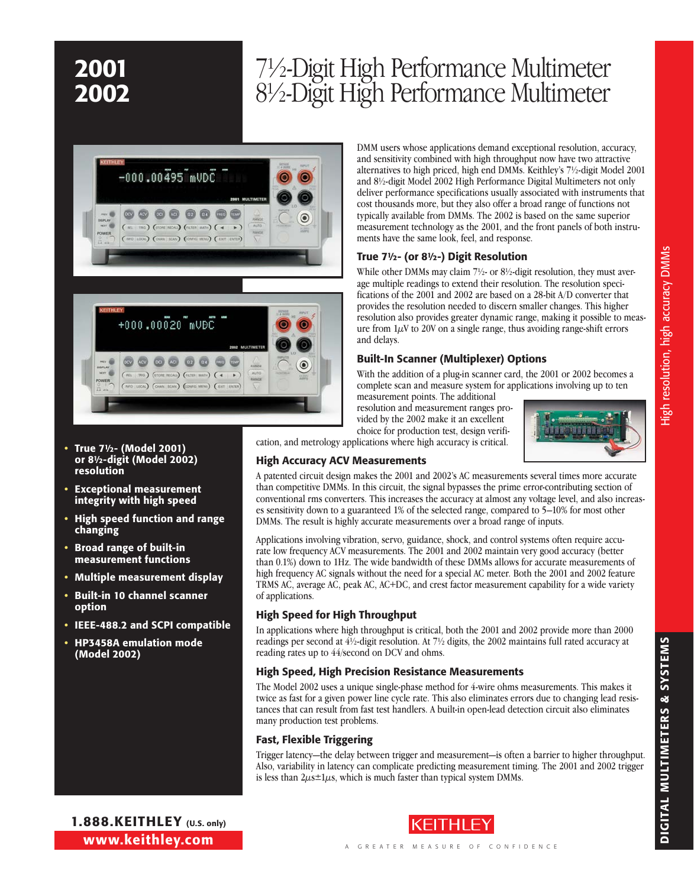# 2001
# 2002

# 7½-Digit High Performance Multimeter
# 8½-Digit High Performance Multimeter

- **True 7½- (Model 2001) or 8½-digit (Model 2002) resolution**
- **Exceptional measurement integrity with high speed**
- **High speed function and range changing**
- **Broad range of built-in measurement functions**
- **Multiple measurement display**
- **Built-in 10 channel scanner option**
- **IEEE-488.2 and SCPI compatible**
- **HP3458A emulation mode (Model 2002)**

DMM users whose applications demand exceptional resolution, accuracy, and sensitivity combined with high throughput now have two attractive alternatives to high priced, high end DMMs. Keithley's 7½-digit Model 2001 and 8½-digit Model 2002 High Performance Digital Multimeters not only deliver performance specifications usually associated with instruments that cost thousands more, but they also offer a broad range of functions not typically available from DMMs. The 2002 is based on the same superior measurement technology as the 2001, and the front panels of both instruments have the same look, feel, and response.

## True 7½- (or 8½-) Digit Resolution

While other DMMs may claim 7½- or 8½-digit resolution, they must average multiple readings to extend their resolution. The resolution specifications of the 2001 and 2002 are based on a 28-bit A/D converter that provides the resolution needed to discern smaller changes. This higher resolution also provides greater dynamic range, making it possible to measure from 1μV to 20V on a single range, thus avoiding range-shift errors and delays.

## Built-In Scanner (Multiplexer) Options

With the addition of a plug-in scanner card, the 2001 or 2002 becomes a complete scan and measure system for applications involving up to ten measurement points. The additional resolution and measurement ranges provided by the 2002 make it an excellent choice for production test, design verification, and metrology applications where high accuracy is critical.

## High Accuracy ACV Measurements

A patented circuit design makes the 2001 and 2002's AC measurements several times more accurate than competitive DMMs. In this circuit, the signal bypasses the prime error-contributing section of conventional rms converters. This increases the accuracy at almost any voltage level, and also increases sensitivity down to a guaranteed 1% of the selected range, compared to 5–10% for most other DMMs. The result is highly accurate measurements over a broad range of inputs.

Applications involving vibration, servo, guidance, shock, and control systems often require accurate low frequency ACV measurements. The 2001 and 2002 maintain very good accuracy (better than 0.1%) down to 1Hz. The wide bandwidth of these DMMs allows for accurate measurements of high frequency AC signals without the need for a special AC meter. Both the 2001 and 2002 feature TRMS AC, average AC, peak AC, AC+DC, and crest factor measurement capability for a wide variety of applications.

## High Speed for High Throughput

In applications where high throughput is critical, both the 2001 and 2002 provide more than 2000 readings per second at 4½-digit resolution. At 7½ digits, the 2002 maintains full rated accuracy at reading rates up to 44/second on DCV and ohms.

## High Speed, High Precision Resistance Measurements

The Model 2002 uses a unique single-phase method for 4-wire ohms measurements. This makes it twice as fast for a given power line cycle rate. This also eliminates errors due to changing lead resistances that can result from fast test handlers. A built-in open-lead detection circuit also eliminates many production test problems.

## Fast, Flexible Triggering

Trigger latency—the delay between trigger and measurement—is often a barrier to higher throughput. Also, variability in latency can complicate predicting measurement timing. The 2001 and 2002 trigger is less than 2μs±1μs, which is much faster than typical system DMMs.

**1.888.KEITHLEY** (U.S. only)
**www.keithley.com**

KEITHLEY
A GREATER MEASURE OF CONFIDENCE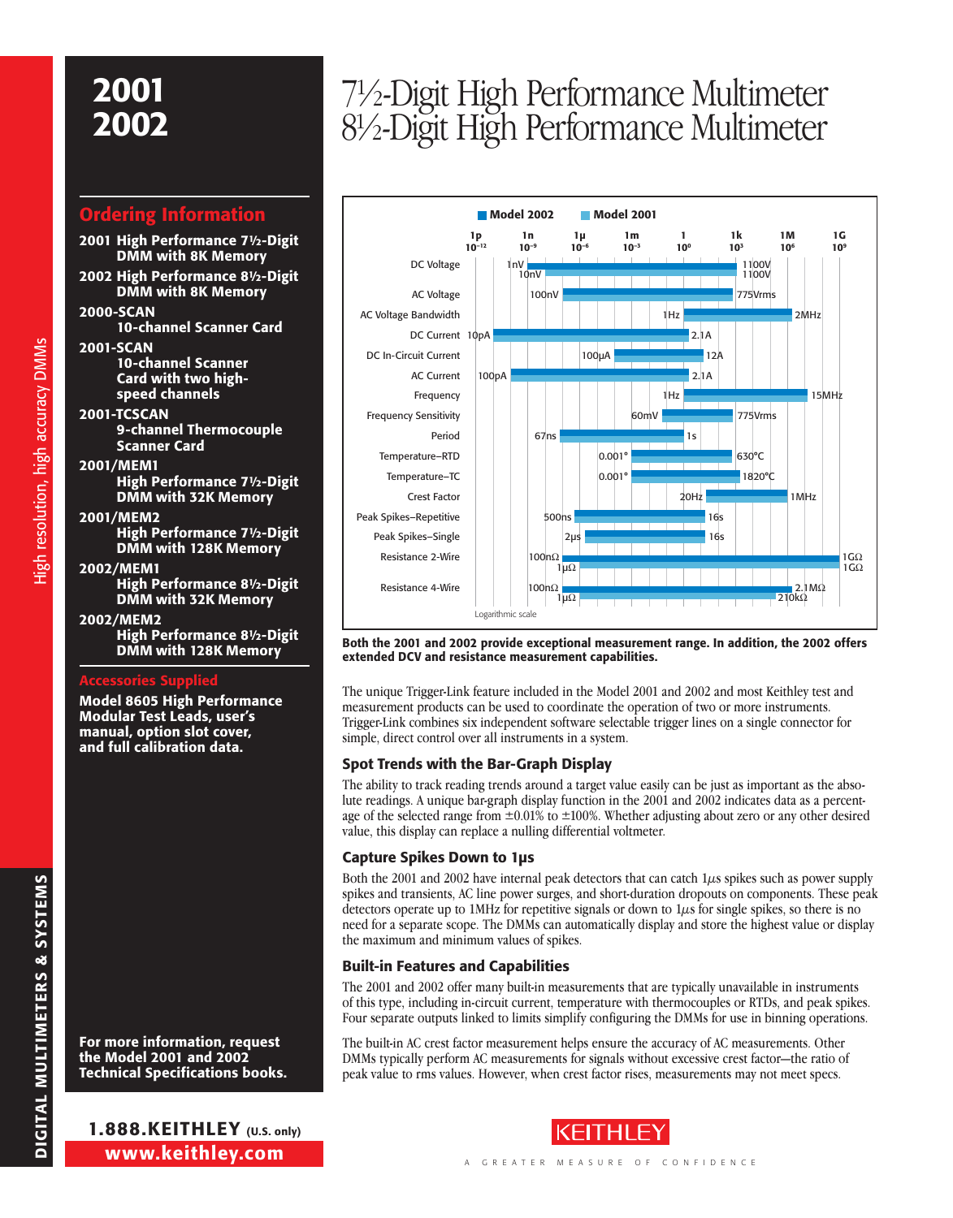# 2001
# 2002

# 7½-Digit High Performance Multimeter
# 8½-Digit High Performance Multimeter

## Ordering Information

**2001** High Performance 7½-Digit DMM with 8K Memory

**2002** High Performance 8½-Digit DMM with 8K Memory

**2000-SCAN** 10-channel Scanner Card

**2001-SCAN** 10-channel Scanner Card with two high-speed channels

**2001-TCSCAN** 9-channel Thermocouple Scanner Card

**2001/MEM1** High Performance 7½-Digit DMM with 32K Memory

**2001/MEM2** High Performance 7½-Digit DMM with 128K Memory

**2002/MEM1** High Performance 8½-Digit DMM with 32K Memory

**2002/MEM2** High Performance 8½-Digit DMM with 128K Memory

## Accessories Supplied

**Model 8605 High Performance Modular Test Leads, user's manual, option slot cover, and full calibration data.**

**For more information, request the Model 2001 and 2002 Technical Specifications books.**

| Function | Model 2002 | Model 2001 |
|---|---|---|
| DC Voltage | 1nV – 1100V | 10nV – 1100V |
| AC Voltage | 100nV – 775Vrms | |
| AC Voltage Bandwidth | 1Hz – 2MHz | |
| DC Current | 10pA – 2.1A | |
| DC In-Circuit Current | 100µA – 12A | |
| AC Current | 100pA – 2.1A | |
| Frequency | 1Hz – 15MHz | |
| Frequency Sensitivity | 60mV – 775Vrms | |
| Period | 67ns – 1s | |
| Temperature–RTD | 0.001° – 630°C | |
| Temperature–TC | 0.001° – 1820°C | |
| Crest Factor | 20Hz – 1MHz | |
| Peak Spikes–Repetitive | 500ns – 16s | |
| Peak Spikes–Single | 2µs – 16s | |
| Resistance 2-Wire | 100nΩ – 1GΩ | 1µΩ – 1GΩ |
| Resistance 4-Wire | 100nΩ – 2.1MΩ | 1µΩ – 210kΩ |

Logarithmic scale

**Both the 2001 and 2002 provide exceptional measurement range. In addition, the 2002 offers extended DCV and resistance measurement capabilities.**

The unique Trigger-Link feature included in the Model 2001 and 2002 and most Keithley test and measurement products can be used to coordinate the operation of two or more instruments. Trigger-Link combines six independent software selectable trigger lines on a single connector for simple, direct control over all instruments in a system.

### Spot Trends with the Bar-Graph Display

The ability to track reading trends around a target value easily can be just as important as the absolute readings. A unique bar-graph display function in the 2001 and 2002 indicates data as a percentage of the selected range from ±0.01% to ±100%. Whether adjusting about zero or any other desired value, this display can replace a nulling differential voltmeter.

### Capture Spikes Down to 1µs

Both the 2001 and 2002 have internal peak detectors that can catch 1µs spikes such as power supply spikes and transients, AC line power surges, and short-duration dropouts on components. These peak detectors operate up to 1MHz for repetitive signals or down to 1µs for single spikes, so there is no need for a separate scope. The DMMs can automatically display and store the highest value or display the maximum and minimum values of spikes.

### Built-in Features and Capabilities

The 2001 and 2002 offer many built-in measurements that are typically unavailable in instruments of this type, including in-circuit current, temperature with thermocouples or RTDs, and peak spikes. Four separate outputs linked to limits simplify configuring the DMMs for use in binning operations.

The built-in AC crest factor measurement helps ensure the accuracy of AC measurements. Other DMMs typically perform AC measurements for signals without excessive crest factor—the ratio of peak value to rms values. However, when crest factor rises, measurements may not meet specs.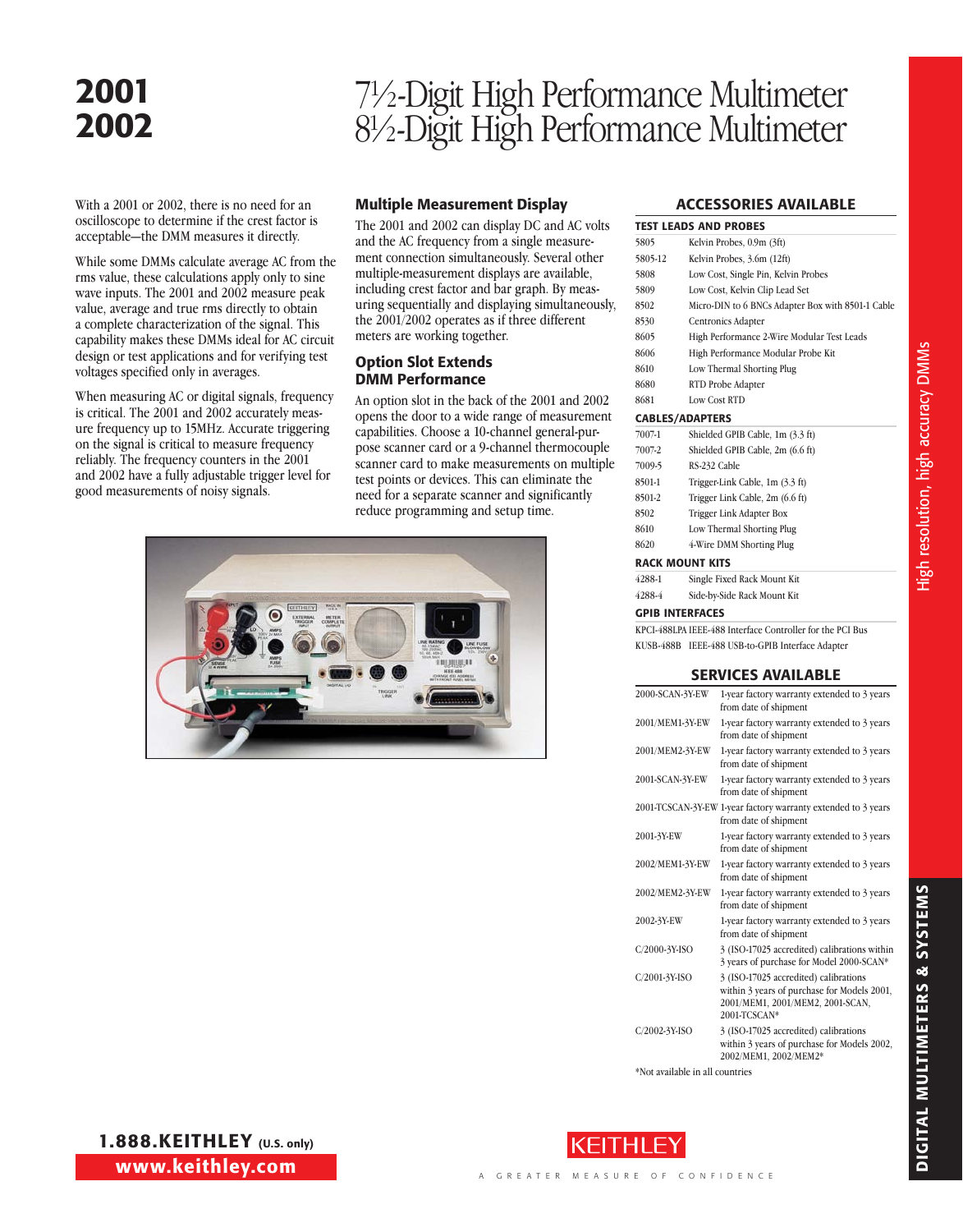# 2001
# 2002

# 7½-Digit High Performance Multimeter
# 8½-Digit High Performance Multimeter

With a 2001 or 2002, there is no need for an oscilloscope to determine if the crest factor is acceptable—the DMM measures it directly.

While some DMMs calculate average AC from the rms value, these calculations apply only to sine wave inputs. The 2001 and 2002 measure peak value, average and true rms directly to obtain a complete characterization of the signal. This capability makes these DMMs ideal for AC circuit design or test applications and for verifying test voltages specified only in averages.

When measuring AC or digital signals, frequency is critical. The 2001 and 2002 accurately measure frequency up to 15MHz. Accurate triggering on the signal is critical to measure frequency reliably. The frequency counters in the 2001 and 2002 have a fully adjustable trigger level for good measurements of noisy signals.

## Multiple Measurement Display

The 2001 and 2002 can display DC and AC volts and the AC frequency from a single measurement connection simultaneously. Several other multiple-measurement displays are available, including crest factor and bar graph. By measuring sequentially and displaying simultaneously, the 2001/2002 operates as if three different meters are working together.

## Option Slot Extends DMM Performance

An option slot in the back of the 2001 and 2002 opens the door to a wide range of measurement capabilities. Choose a 10-channel general-purpose scanner card or a 9-channel thermocouple scanner card to make measurements on multiple test points or devices. This can eliminate the need for a separate scanner and significantly reduce programming and setup time.

## ACCESSORIES AVAILABLE

### TEST LEADS AND PROBES

| | |
|---|---|
| 5805 | Kelvin Probes, 0.9m (3ft) |
| 5805-12 | Kelvin Probes, 3.6m (12ft) |
| 5808 | Low Cost, Single Pin, Kelvin Probes |
| 5809 | Low Cost, Kelvin Clip Lead Set |
| 8502 | Micro-DIN to 6 BNCs Adapter Box with 8501-1 Cable |
| 8530 | Centronics Adapter |
| 8605 | High Performance 2-Wire Modular Test Leads |
| 8606 | High Performance Modular Probe Kit |
| 8610 | Low Thermal Shorting Plug |
| 8680 | RTD Probe Adapter |
| 8681 | Low Cost RTD |

### CABLES/ADAPTERS

| | |
|---|---|
| 7007-1 | Shielded GPIB Cable, 1m (3.3 ft) |
| 7007-2 | Shielded GPIB Cable, 2m (6.6 ft) |
| 7009-5 | RS-232 Cable |
| 8501-1 | Trigger-Link Cable, 1m (3.3 ft) |
| 8501-2 | Trigger Link Cable, 2m (6.6 ft) |
| 8502 | Trigger Link Adapter Box |
| 8610 | Low Thermal Shorting Plug |
| 8620 | 4-Wire DMM Shorting Plug |

### RACK MOUNT KITS

| | |
|---|---|
| 4288-1 | Single Fixed Rack Mount Kit |
| 4288-4 | Side-by-Side Rack Mount Kit |

### GPIB INTERFACES

| | |
|---|---|
| KPCI-488LPA | IEEE-488 Interface Controller for the PCI Bus |
| KUSB-488B | IEEE-488 USB-to-GPIB Interface Adapter |

## SERVICES AVAILABLE

| | |
|---|---|
| 2000-SCAN-3Y-EW | 1-year factory warranty extended to 3 years from date of shipment |
| 2001/MEM1-3Y-EW | 1-year factory warranty extended to 3 years from date of shipment |
| 2001/MEM2-3Y-EW | 1-year factory warranty extended to 3 years from date of shipment |
| 2001-SCAN-3Y-EW | 1-year factory warranty extended to 3 years from date of shipment |
| 2001-TCSCAN-3Y-EW | 1-year factory warranty extended to 3 years from date of shipment |
| 2001-3Y-EW | 1-year factory warranty extended to 3 years from date of shipment |
| 2002/MEM1-3Y-EW | 1-year factory warranty extended to 3 years from date of shipment |
| 2002/MEM2-3Y-EW | 1-year factory warranty extended to 3 years from date of shipment |
| 2002-3Y-EW | 1-year factory warranty extended to 3 years from date of shipment |
| C/2000-3Y-ISO | 3 (ISO-17025 accredited) calibrations within 3 years of purchase for Model 2000-SCAN* |
| C/2001-3Y-ISO | 3 (ISO-17025 accredited) calibrations within 3 years of purchase for Models 2001, 2001/MEM1, 2001/MEM2, 2001-SCAN, 2001-TCSCAN* |
| C/2002-3Y-ISO | 3 (ISO-17025 accredited) calibrations within 3 years of purchase for Models 2002, 2002/MEM1, 2002/MEM2* |

*Not available in all countries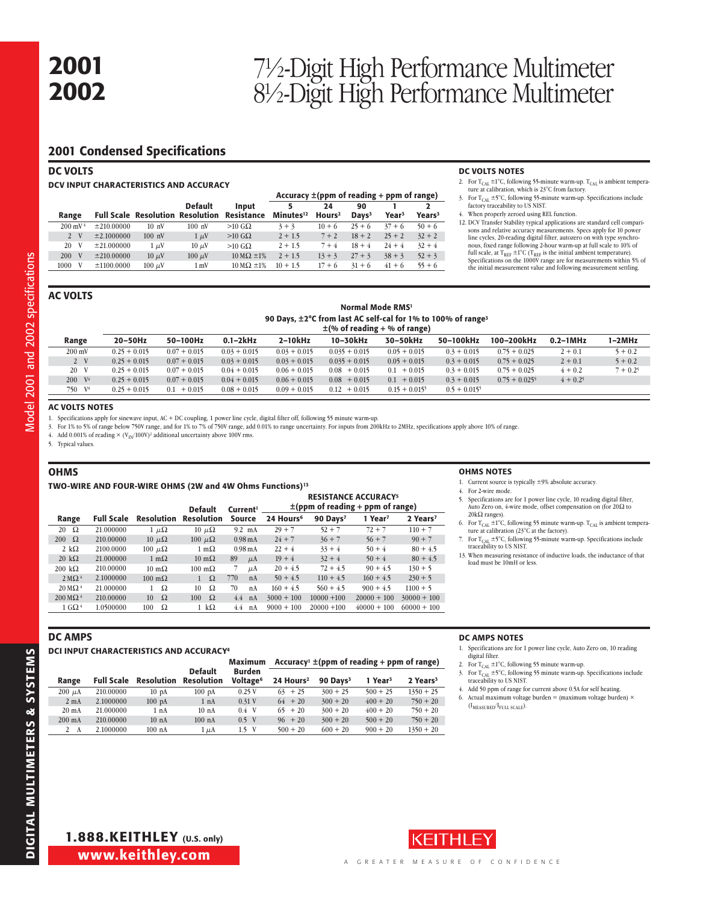# 2001 / 2002

# 7½-Digit High Performance Multimeter
# 8½-Digit High Performance Multimeter

## 2001 Condensed Specifications

### DC VOLTS

#### DCV INPUT CHARACTERISTICS AND ACCURACY

| Range | Full Scale | Resolution | Default Resolution | Input Resistance | Accuracy ±(ppm of reading + ppm of range) 5 Minutes[12] | 24 Hours[2] | 90 Days[3] | 1 Year[3] | 2 Years[3] |
|---|---|---|---|---|---|---|---|---|---|
| 200 mV[4] | ±210.00000 | 10 nV | 100 nV | >10 GΩ | 3 + 3 | 10 + 6 | 25 + 6 | 37 + 6 | 50 + 6 |
| 2 V | ±2.1000000 | 100 nV | 1 μV | >10 GΩ | 2 + 1.5 | 7 + 2 | 18 + 2 | 25 + 2 | 32 + 2 |
| 20 V | ±21.000000 | 1 μV | 10 μV | >10 GΩ | 2 + 1.5 | 7 + 4 | 18 + 4 | 24 + 4 | 32 + 4 |
| 200 V | ±210.00000 | 10 μV | 100 μV | 10 MΩ ±1% | 2 + 1.5 | 13 + 3 | 27 + 3 | 38 + 3 | 52 + 3 |
| 1000 V | ±1100.0000 | 100 μV | 1 mV | 10 MΩ ±1% | 10 + 1.5 | 17 + 6 | 31 + 6 | 41 + 6 | 55 + 6 |

#### DC VOLTS NOTES

2. For $T_{CAL}$ ±1°C, following 55-minute warm-up. $T_{CAL}$ is ambient temperature at calibration, which is 23°C from factory.
3. For $T_{CAL}$ ±5°C, following 55-minute warm-up. Specifications include factory traceability to US NIST.
4. When properly zeroed using REL function.
12. DCV Transfer Stability typical applications are standard cell comparisons and relative accuracy measurements. Specs apply for 10 power line cycles, 20-reading digital filter, autozero on with type synchronous, fixed range following 2-hour warm-up at full scale to 10% of full scale, at $T_{REF}$ ±1°C ($T_{REF}$ is the initial ambient temperature). Specifications on the 1000V range are for measurements within 5% of the initial measurement value and following measurement settling.

### AC VOLTS

Normal Mode RMS[1]
90 Days, ±2°C from last AC self-cal for 1% to 100% of range[3]
±(% of reading + % of range)

| Range | 20–50Hz | 50–100Hz | 0.1–2kHz | 2–10kHz | 10–30kHz | 30–50kHz | 50–100kHz | 100–200kHz | 0.2–1MHz | 1–2MHz |
|---|---|---|---|---|---|---|---|---|---|---|
| 200 mV | 0.25 + 0.015 | 0.07 + 0.015 | 0.03 + 0.015 | 0.03 + 0.015 | 0.035 + 0.015 | 0.05 + 0.015 | 0.3 + 0.015 | 0.75 + 0.025 | 2 + 0.1 | 5 + 0.2 |
| 2 V | 0.25 + 0.015 | 0.07 + 0.015 | 0.03 + 0.015 | 0.03 + 0.015 | 0.035 + 0.015 | 0.05 + 0.015 | 0.3 + 0.015 | 0.75 + 0.025 | 2 + 0.1 | 5 + 0.2 |
| 20 V | 0.25 + 0.015 | 0.07 + 0.015 | 0.04 + 0.015 | 0.06 + 0.015 | 0.08 + 0.015 | 0.1 + 0.015 | 0.3 + 0.015 | 0.75 + 0.025 | 4 + 0.2 | 7 + 0.2[5] |
| 200 V[4] | 0.25 + 0.015 | 0.07 + 0.015 | 0.04 + 0.015 | 0.06 + 0.015 | 0.08 + 0.015 | 0.1 + 0.015 | 0.3 + 0.015 | 0.75 + 0.025[5] | 4 + 0.2[5] | |
| 750 V[4] | 0.25 + 0.015 | 0.1 + 0.015 | 0.08 + 0.015 | 0.09 + 0.015 | 0.12 + 0.015 | 0.15 + 0.015[5] | 0.5 + 0.015[5] | | | |

#### AC VOLTS NOTES

1. Specifications apply for sinewave input, AC + DC coupling, 1 power line cycle, digital filter off, following 55 minute warm-up.
3. For 1% to 5% of range below 750V range, and for 1% to 7% of 750V range, add 0.01% to range uncertainty. For inputs from 200kHz to 2MHz, specifications apply above 10% of range.
4. Add 0.001% of reading × $(V_{IN}/100V)^2$ additional uncertainty above 100V rms.
5. Typical values.

### OHMS

#### TWO-WIRE AND FOUR-WIRE OHMS (2W and 4W Ohms Functions)[13]

| Range | Full Scale | Resolution | Default Resolution | Current[1] Source | RESISTANCE ACCURACY[5] ±(ppm of reading + ppm of range) 24 Hours[6] | 90 Days[7] | 1 Year[7] | 2 Years[7] |
|---|---|---|---|---|---|---|---|---|
| 20 Ω | 21.000000 | 1 μΩ | 10 μΩ | 9.2 mA | 29 + 7 | 52 + 7 | 72 + 7 | 110 + 7 |
| 200 Ω | 210.00000 | 10 μΩ | 100 μΩ | 0.98 mA | 24 + 7 | 36 + 7 | 56 + 7 | 90 + 7 |
| 2 kΩ | 2100.0000 | 100 μΩ | 1 mΩ | 0.98 mA | 22 + 4 | 33 + 4 | 50 + 4 | 80 + 4.5 |
| 20 kΩ | 21.000000 | 1 mΩ | 10 mΩ | 89 μA | 19 + 4 | 32 + 4 | 50 + 4 | 80 + 4.5 |
| 200 kΩ | 210.00000 | 10 mΩ | 100 mΩ | 7 μA | 20 + 4.5 | 72 + 4.5 | 90 + 4.5 | 130 + 5 |
| 2 MΩ[4] | 2.1000000 | 100 mΩ | 1 Ω | 770 nA | 50 + 4.5 | 110 + 4.5 | 160 + 4.5 | 230 + 5 |
| 20 MΩ[4] | 21.000000 | 1 Ω | 10 Ω | 70 nA | 160 + 4.5 | 560 + 4.5 | 900 + 4.5 | 1100 + 5 |
| 200 MΩ[4] | 210.00000 | 10 Ω | 100 Ω | 4.4 nA | 3000 + 100 | 10000 +100 | 20000 + 100 | 30000 + 100 |
| 1 GΩ[4] | 1.0500000 | 100 Ω | 1 kΩ | 4.4 nA | 9000 + 100 | 20000 +100 | 40000 + 100 | 60000 + 100 |

#### OHMS NOTES

1. Current source is typically ±9% absolute accuracy.
4. For 2-wire mode.
5. Specifications are for 1 power line cycle, 10 reading digital filter, Auto Zero on, 4-wire mode, offset compensation on (for 20Ω to 20kΩ ranges).
6. For $T_{CAL}$ ±1°C, following 55 minute warm-up. $T_{CAL}$ is ambient temperature at calibration (23°C at the factory).
7. For $T_{CAL}$ ±5°C, following 55-minute warm-up. Specifications include traceability to US NIST.
13. When measuring resistance of inductive loads, the inductance of that load must be 10mH or less.

### DC AMPS

#### DCI INPUT CHARACTERISTICS AND ACCURACY[4]

| Range | Full Scale | Resolution | Default Resolution | Maximum Burden Voltage[6] | Accuracy[1] ±(ppm of reading + ppm of range) 24 Hours[2] | 90 Days[3] | 1 Year[3] | 2 Years[3] |
|---|---|---|---|---|---|---|---|---|
| 200 μA | 210.00000 | 10 pA | 100 pA | 0.25 V | 63 + 25 | 300 + 25 | 500 + 25 | 1350 + 25 |
| 2 mA | 2.1000000 | 100 pA | 1 nA | 0.31 V | 64 + 20 | 300 + 20 | 400 + 20 | 750 + 20 |
| 20 mA | 21.000000 | 1 nA | 10 nA | 0.4 V | 65 + 20 | 300 + 20 | 400 + 20 | 750 + 20 |
| 200 mA | 210.00000 | 10 nA | 100 nA | 0.5 V | 96 + 20 | 300 + 20 | 500 + 20 | 750 + 20 |
| 2 A | 2.1000000 | 100 nA | 1 μA | 1.5 V | 500 + 20 | 600 + 20 | 900 + 20 | 1350 + 20 |

#### DC AMPS NOTES

1. Specifications are for 1 power line cycle, Auto Zero on, 10 reading digital filter.
2. For $T_{CAL}$ ±1°C, following 55 minute warm-up.
3. For $T_{CAL}$ ±5°C, following 55 minute warm-up. Specifications include traceability to US NIST.
4. Add 50 ppm of range for current above 0.5A for self heating.
6. Actual maximum voltage burden = (maximum voltage burden) × $(I_{MEASURED}/I_{FULL\ SCALE})$.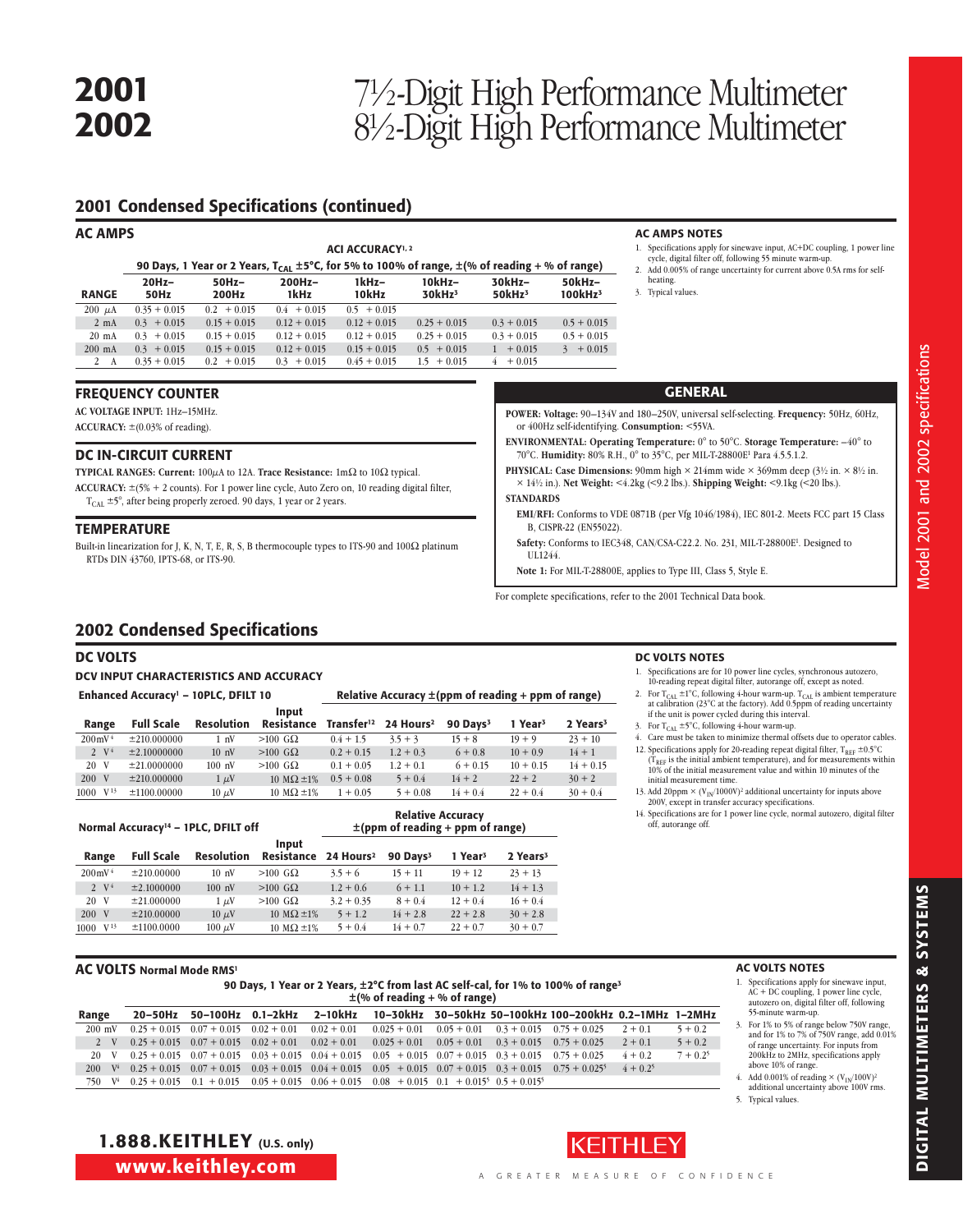# 2001 7½-Digit High Performance Multimeter
# 2002 8½-Digit High Performance Multimeter

## 2001 Condensed Specifications (continued)

### AC AMPS

**ACI ACCURACY[1,2]**

| RANGE | 20Hz–50Hz | 50Hz–200Hz | 200Hz–1kHz | 1kHz–10kHz | 10kHz–30kHz[3] | 30kHz–50kHz[3] | 50kHz–100kHz[3] |
|---|---|---|---|---|---|---|---|
| | 90 Days, 1 Year or 2 Years, $T_{CAL}$ ±5°C, for 5% to 100% of range, ±(% of reading + % of range) | | | | | | |
| 200 µA | 0.35 + 0.015 | 0.2 + 0.015 | 0.4 + 0.015 | 0.5 + 0.015 | | | |
| 2 mA | 0.3 + 0.015 | 0.15 + 0.015 | 0.12 + 0.015 | 0.12 + 0.015 | 0.25 + 0.015 | 0.3 + 0.015 | 0.5 + 0.015 |
| 20 mA | 0.3 + 0.015 | 0.15 + 0.015 | 0.12 + 0.015 | 0.12 + 0.015 | 0.25 + 0.015 | 0.3 + 0.015 | 0.5 + 0.015 |
| 200 mA | 0.3 + 0.015 | 0.15 + 0.015 | 0.12 + 0.015 | 0.15 + 0.015 | 0.5 + 0.015 | 1 + 0.015 | 3 + 0.015 |
| 2 A | 0.35 + 0.015 | 0.2 + 0.015 | 0.3 + 0.015 | 0.45 + 0.015 | 1.5 + 0.015 | 4 + 0.015 | |

**AC AMPS NOTES**

1. Specifications apply for sinewave input, AC+DC coupling, 1 power line cycle, digital filter off, following 55 minute warm-up.
2. Add 0.005% of range uncertainty for current above 0.5A rms for self-heating.
3. Typical values.

### FREQUENCY COUNTER

**AC VOLTAGE INPUT:** 1Hz–15MHz.

**ACCURACY:** ±(0.03% of reading).

### DC IN-CIRCUIT CURRENT

**TYPICAL RANGES: Current:** 100µA to 12A. **Trace Resistance:** 1mΩ to 10Ω typical.

**ACCURACY:** ±(5% + 2 counts). For 1 power line cycle, Auto Zero on, 10 reading digital filter, $T_{CAL}$ ±5°, after being properly zeroed. 90 days, 1 year or 2 years.

### TEMPERATURE

Built-in linearization for J, K, N, T, E, R, S, B thermocouple types to ITS-90 and 100Ω platinum RTDs DIN 43760, IPTS-68, or ITS-90.

### GENERAL

**POWER: Voltage:** 90–134V and 180–250V, universal self-selecting. **Frequency:** 50Hz, 60Hz, or 400Hz self-identifying. **Consumption:** <55VA.

**ENVIRONMENTAL: Operating Temperature:** 0° to 50°C. **Storage Temperature:** –40° to 70°C. **Humidity:** 80% R.H., 0° to 35°C, per MIL-T-28800E[1] Para 4.5.5.1.2.

**PHYSICAL: Case Dimensions:** 90mm high × 214mm wide × 369mm deep (3½ in. × 8½ in. × 14½ in.). **Net Weight:** <4.2kg (<9.2 lbs.). **Shipping Weight:** <9.1kg (<20 lbs.).

**STANDARDS**

**EMI/RFI:** Conforms to VDE 0871B (per Vfg 1046/1984), IEC 801-2. Meets FCC part 15 Class B, CISPR-22 (EN55022).

**Safety:** Conforms to IEC348, CAN/CSA-C22.2. No. 231, MIL-T-28800E[1]. Designed to UL1244.

**Note 1:** For MIL-T-28800E, applies to Type III, Class 5, Style E.

For complete specifications, refer to the 2001 Technical Data book.

## 2002 Condensed Specifications

### DC VOLTS

**DCV INPUT CHARACTERISTICS AND ACCURACY**

**Enhanced Accuracy[1] – 10PLC, DFILT 10**

| Range | Full Scale | Resolution | Input Resistance | Transfer[12] | 24 Hours[2] | 90 Days[3] | 1 Year[3] | 2 Years[3] |
|---|---|---|---|---|---|---|---|---|
| | | | | Relative Accuracy ±(ppm of reading + ppm of range) | | | | |
| 200mV[4] | ±210.000000 | 1 nV | >100 GΩ | 0.4 + 1.5 | 3.5 + 3 | 15 + 8 | 19 + 9 | 23 + 10 |
| 2 V[4] | ±2.10000000 | 10 nV | >100 GΩ | 0.2 + 0.15 | 1.2 + 0.3 | 6 + 0.8 | 10 + 0.9 | 14 + 1 |
| 20 V | ±21.0000000 | 100 nV | >100 GΩ | 0.1 + 0.05 | 1.2 + 0.1 | 6 + 0.15 | 10 + 0.15 | 14 + 0.15 |
| 200 V | ±210.000000 | 1 µV | 10 MΩ ±1% | 0.5 + 0.08 | 5 + 0.4 | 14 + 2 | 22 + 2 | 30 + 2 |
| 1000 V[13] | ±1100.00000 | 10 µV | 10 MΩ ±1% | 1 + 0.05 | 5 + 0.08 | 14 + 0.4 | 22 + 0.4 | 30 + 0.4 |

**Normal Accuracy[14] – 1PLC, DFILT off**

| Range | Full Scale | Resolution | Input Resistance | 24 Hours[2] | 90 Days[3] | 1 Year[3] | 2 Years[3] |
|---|---|---|---|---|---|---|---|
| | | | | Relative Accuracy ±(ppm of reading + ppm of range) | | | |
| 200mV[4] | ±210.00000 | 10 nV | >100 GΩ | 3.5 + 6 | 15 + 11 | 19 + 12 | 23 + 13 |
| 2 V[4] | ±2.1000000 | 100 nV | >100 GΩ | 1.2 + 0.6 | 6 + 1.1 | 10 + 1.2 | 14 + 1.3 |
| 20 V | ±21.000000 | 1 µV | >100 GΩ | 3.2 + 0.35 | 8 + 0.4 | 12 + 0.4 | 16 + 0.4 |
| 200 V | ±210.00000 | 10 µV | 10 MΩ ±1% | 5 + 1.2 | 14 + 2.8 | 22 + 2.8 | 30 + 2.8 |
| 1000 V[13] | ±1100.0000 | 100 µV | 10 MΩ ±1% | 5 + 0.4 | 14 + 0.7 | 22 + 0.7 | 30 + 0.7 |

**DC VOLTS NOTES**

1. Specifications are for 10 power line cycles, synchronous autozero, 10-reading repeat digital filter, autorange off, except as noted.
2. For $T_{CAL}$ ±1°C, following 4-hour warm-up. $T_{CAL}$ is ambient temperature at calibration (23°C at the factory). Add 0.5ppm of reading uncertainty if the unit is power cycled during this interval.
3. For $T_{CAL}$ ±5°C, following 4-hour warm-up.
4. Care must be taken to minimize thermal offsets due to operator cables.
12. Specifications apply for 20-reading repeat digital filter, $T_{REF}$ ±0.5°C ($T_{REF}$ is the initial ambient temperature), and for measurements within 10% of the initial measurement value and within 10 minutes of the initial measurement time.
13. Add 20ppm × $(V_{IN}/1000V)^2$ additional uncertainty for inputs above 200V, except in transfer accuracy specifications.
14. Specifications are for 1 power line cycle, normal autozero, digital filter off, autorange off.

### AC VOLTS Normal Mode RMS[1]

| Range | 20–50Hz | 50–100Hz | 0.1–2kHz | 2–10kHz | 10–30kHz | 30–50kHz | 50–100kHz | 100–200kHz | 0.2–1MHz | 1–2MHz |
|---|---|---|---|---|---|---|---|---|---|---|
| | 90 Days, 1 Year or 2 Years, ±2°C from last AC self-cal, for 1% to 100% of range[3] ±(% of reading + % of range) | | | | | | | | | |
| 200 mV | 0.25 + 0.015 | 0.07 + 0.015 | 0.02 + 0.01 | 0.02 + 0.01 | 0.025 + 0.01 | 0.05 + 0.01 | 0.3 + 0.015 | 0.75 + 0.025 | 2 + 0.1 | 5 + 0.2 |
| 2 V | 0.25 + 0.015 | 0.07 + 0.015 | 0.02 + 0.01 | 0.02 + 0.01 | 0.025 + 0.01 | 0.05 + 0.01 | 0.3 + 0.015 | 0.75 + 0.025 | 2 + 0.1 | 5 + 0.2 |
| 20 V | 0.25 + 0.015 | 0.07 + 0.015 | 0.03 + 0.015 | 0.04 + 0.015 | 0.05 + 0.015 | 0.07 + 0.015 | 0.3 + 0.015 | 0.75 + 0.025 | 4 + 0.2 | 7 + 0.2[5] |
| 200 V[4] | 0.25 + 0.015 | 0.07 + 0.015 | 0.03 + 0.015 | 0.04 + 0.015 | 0.05 + 0.015 | 0.07 + 0.015 | 0.3 + 0.015 | 0.75 + 0.025[5] | 4 + 0.2[5] | |
| 750 V[4] | 0.25 + 0.015 | 0.1 + 0.015 | 0.05 + 0.015 | 0.06 + 0.015 | 0.08 + 0.015 | 0.1 + 0.015[5] | 0.5 + 0.015[5] | | | |

**AC VOLTS NOTES**

1. Specifications apply for sinewave input, AC + DC coupling, 1 power line cycle, autozero on, digital filter off, following 55-minute warm-up.
3. For 1% to 5% of range below 750V range, and for 1% to 7% of 750V range, add 0.01% of range uncertainty. For inputs from 200kHz to 2MHz, specifications apply above 10% of range.
4. Add 0.001% of reading × $(V_{IN}/100V)^2$ additional uncertainty above 100V rms.
5. Typical values.

**1.888.KEITHLEY** (U.S. only)
**www.keithley.com**

KEITHLEY — A GREATER MEASURE OF CONFIDENCE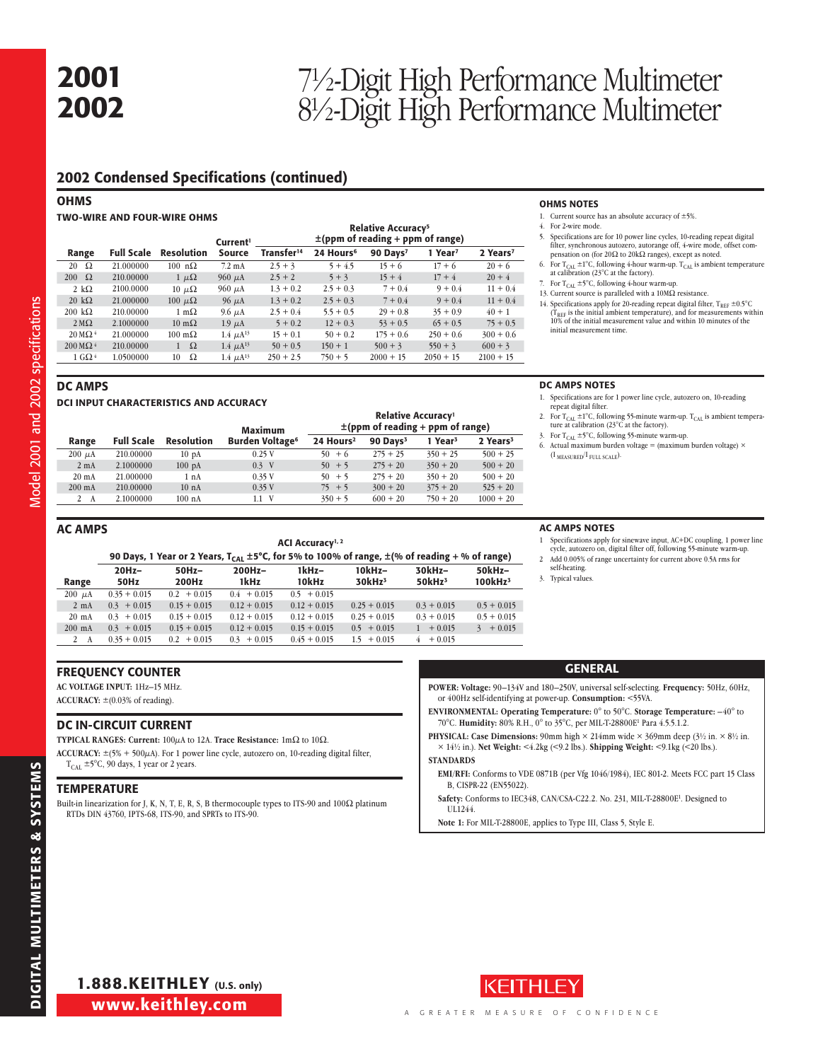# 2001
# 2002

# 7½-Digit High Performance Multimeter
# 8½-Digit High Performance Multimeter

## 2002 Condensed Specifications (continued)

### OHMS

#### TWO-WIRE AND FOUR-WIRE OHMS

| Range | Full Scale | Resolution | Current[1] Source | Relative Accuracy[5] ±(ppm of reading + ppm of range) | | | | |
|---|---|---|---|---|---|---|---|---|
| | | | | Transfer[14] | 24 Hours[6] | 90 Days[7] | 1 Year[7] | 2 Years[7] |
| 20 Ω | 21.000000 | 100 nΩ | 7.2 mA | 2.5 + 3 | 5 + 4.5 | 15 + 6 | 17 + 6 | 20 + 6 |
| 200 Ω | 210.00000 | 1 μΩ | 960 μA | 2.5 + 2 | 5 + 3 | 15 + 4 | 17 + 4 | 20 + 4 |
| 2 kΩ | 2100.0000 | 10 μΩ | 960 μA | 1.3 + 0.2 | 2.5 + 0.3 | 7 + 0.4 | 9 + 0.4 | 11 + 0.4 |
| 20 kΩ | 21.000000 | 100 μΩ | 96 μA | 1.3 + 0.2 | 2.5 + 0.3 | 7 + 0.4 | 9 + 0.4 | 11 + 0.4 |
| 200 kΩ | 210.00000 | 1 mΩ | 9.6 μA | 2.5 + 0.4 | 5.5 + 0.5 | 29 + 0.8 | 35 + 0.9 | 40 + 1 |
| 2 MΩ | 2.1000000 | 10 mΩ | 1.9 μA | 5 + 0.2 | 12 + 0.3 | 53 + 0.5 | 65 + 0.5 | 75 + 0.5 |
| 20 MΩ[4] | 21.000000 | 100 mΩ | 1.4 μA[13] | 15 + 0.1 | 50 + 0.2 | 175 + 0.6 | 250 + 0.6 | 300 + 0.6 |
| 200 MΩ[4] | 210.00000 | 1 Ω | 1.4 μA[13] | 50 + 0.5 | 150 + 1 | 500 + 3 | 550 + 3 | 600 + 3 |
| 1 GΩ[4] | 1.0500000 | 10 Ω | 1.4 μA[13] | 250 + 2.5 | 750 + 5 | 2000 + 15 | 2050 + 15 | 2100 + 15 |

#### OHMS NOTES

1. Current source has an absolute accuracy of ±5%.
4. For 2-wire mode.
5. Specifications are for 10 power line cycles, 10-reading repeat digital filter, synchronous autozero, autorange off, 4-wire mode, offset compensation on (for 20Ω to 20kΩ ranges), except as noted.
6. For $T_{CAL}$ ±1°C, following 4-hour warm-up. $T_{CAL}$ is ambient temperature at calibration (23°C at the factory).
7. For $T_{CAL}$ ±5°C, following 4-hour warm-up.
13. Current source is paralleled with a 10MΩ resistance.
14. Specifications apply for 20-reading repeat digital filter, $T_{REF}$ ±0.5°C ($T_{REF}$ is the initial ambient temperature), and for measurements within 10% of the initial measurement value and within 10 minutes of the initial measurement time.

### DC AMPS

#### DCI INPUT CHARACTERISTICS AND ACCURACY

| Range | Full Scale | Resolution | Maximum Burden Voltage[6] | Relative Accuracy[1] ±(ppm of reading + ppm of range) | | | |
|---|---|---|---|---|---|---|---|
| | | | | 24 Hours[2] | 90 Days[3] | 1 Year[3] | 2 Years[3] |
| 200 μA | 210.00000 | 10 pA | 0.25 V | 50 + 6 | 275 + 25 | 350 + 25 | 500 + 25 |
| 2 mA | 2.1000000 | 100 pA | 0.3 V | 50 + 5 | 275 + 20 | 350 + 20 | 500 + 20 |
| 20 mA | 21.000000 | 1 nA | 0.35 V | 50 + 5 | 275 + 20 | 350 + 20 | 500 + 20 |
| 200 mA | 210.00000 | 10 nA | 0.35 V | 75 + 5 | 300 + 20 | 375 + 20 | 525 + 20 |
| 2 A | 2.1000000 | 100 nA | 1.1 V | 350 + 5 | 600 + 20 | 750 + 20 | 1000 + 20 |

#### DC AMPS NOTES

1. Specifications are for 1 power line cycle, autozero on, 10-reading repeat digital filter.
2. For $T_{CAL}$ ±1°C, following 55-minute warm-up. $T_{CAL}$ is ambient temperature at calibration (23°C at the factory).
3. For $T_{CAL}$ ±5°C, following 55-minute warm-up.
6. Actual maximum burden voltage = (maximum burden voltage) × ($I_{MEASURED}/I_{FULL\ SCALE}$).

### AC AMPS

| Range | ACI Accuracy[1,2] 90 Days, 1 Year or 2 Years, $T_{CAL}$ ±5°C, for 5% to 100% of range, ±(% of reading + % of range) | | | | | | |
|---|---|---|---|---|---|---|---|
| | 20Hz–50Hz | 50Hz–200Hz | 200Hz–1kHz | 1kHz–10kHz | 10kHz–30kHz[3] | 30kHz–50kHz[3] | 50kHz–100kHz[3] |
| 200 μA | 0.35 + 0.015 | 0.2 + 0.015 | 0.4 + 0.015 | 0.5 + 0.015 | | | |
| 2 mA | 0.3 + 0.015 | 0.15 + 0.015 | 0.12 + 0.015 | 0.12 + 0.015 | 0.25 + 0.015 | 0.3 + 0.015 | 0.5 + 0.015 |
| 20 mA | 0.3 + 0.015 | 0.15 + 0.015 | 0.12 + 0.015 | 0.12 + 0.015 | 0.25 + 0.015 | 0.3 + 0.015 | 0.5 + 0.015 |
| 200 mA | 0.3 + 0.015 | 0.15 + 0.015 | 0.12 + 0.015 | 0.15 + 0.015 | 0.5 + 0.015 | 1 + 0.015 | 3 + 0.015 |
| 2 A | 0.35 + 0.015 | 0.2 + 0.015 | 0.3 + 0.015 | 0.45 + 0.015 | 1.5 + 0.015 | 4 + 0.015 | |

#### AC AMPS NOTES

1. Specifications apply for sinewave input, AC+DC coupling, 1 power line cycle, autozero on, digital filter off, following 55-minute warm-up.
2. Add 0.005% of range uncertainty for current above 0.5A rms for self-heating.
3. Typical values.

### FREQUENCY COUNTER

**AC VOLTAGE INPUT:** 1Hz–15 MHz.

**ACCURACY:** ±(0.03% of reading).

### DC IN-CIRCUIT CURRENT

**TYPICAL RANGES: Current:** 100μA to 12A. **Trace Resistance:** 1mΩ to 10Ω.

**ACCURACY:** ±(5% + 500μA). For 1 power line cycle, autozero on, 10-reading digital filter, $T_{CAL}$ ±5°C, 90 days, 1 year or 2 years.

### TEMPERATURE

Built-in linearization for J, K, N, T, E, R, S, B thermocouple types to ITS-90 and 100Ω platinum RTDs DIN 43760, IPTS-68, ITS-90, and SPRTs to ITS-90.

### GENERAL

**POWER: Voltage:** 90–134V and 180–250V, universal self-selecting. **Frequency:** 50Hz, 60Hz, or 400Hz self-identifying at power-up. **Consumption:** <55VA.

**ENVIRONMENTAL: Operating Temperature:** 0° to 50°C. **Storage Temperature:** –40° to 70°C. **Humidity:** 80% R.H., 0° to 35°C, per MIL-T-28800E[1] Para 4.5.5.1.2.

**PHYSICAL: Case Dimensions:** 90mm high × 214mm wide × 369mm deep (3½ in. × 8½ in. × 14½ in.). **Net Weight:** <4.2kg (<9.2 lbs.). **Shipping Weight:** <9.1kg (<20 lbs.).

**STANDARDS**

**EMI/RFI:** Conforms to VDE 0871B (per Vfg 1046/1984), IEC 801-2. Meets FCC part 15 Class B, CISPR-22 (EN55022).

**Safety:** Conforms to IEC348, CAN/CSA-C22.2. No. 231, MIL-T-28800E[1]. Designed to UL1244.

**Note 1:** For MIL-T-28800E, applies to Type III, Class 5, Style E.

1.888.KEITHLEY (U.S. only)

www.keithley.com

KEITHLEY

A GREATER MEASURE OF CONFIDENCE